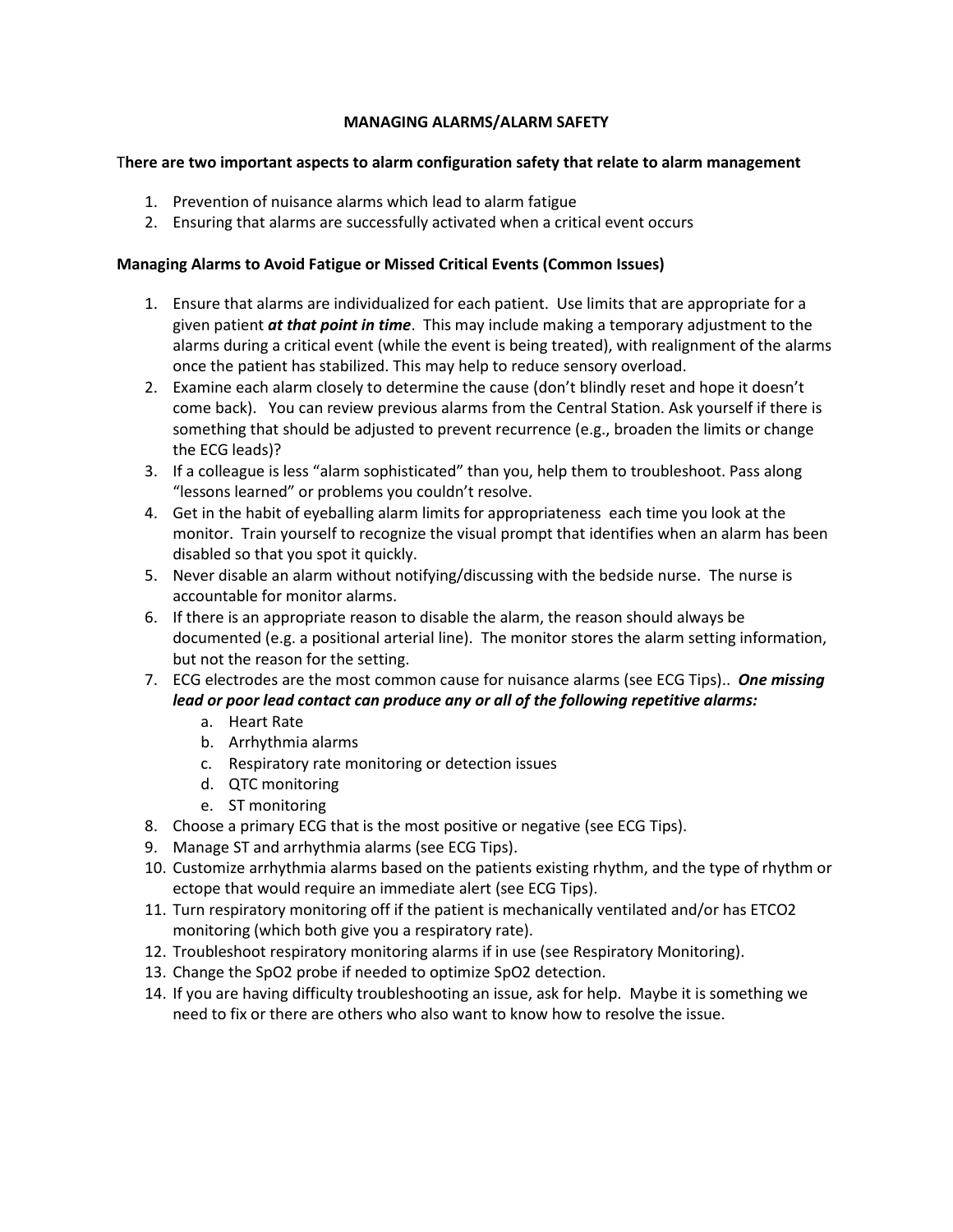# MANAGING ALARMS/ALARM SAFETY

**There are two important aspects to alarm configuration safety that relate to alarm management**

1. Prevention of nuisance alarms which lead to alarm fatigue
2. Ensuring that alarms are successfully activated when a critical event occurs

**Managing Alarms to Avoid Fatigue or Missed Critical Events (Common Issues)**

1. Ensure that alarms are individualized for each patient. Use limits that are appropriate for a given patient ***at that point in time***. This may include making a temporary adjustment to the alarms during a critical event (while the event is being treated), with realignment of the alarms once the patient has stabilized. This may help to reduce sensory overload.
2. Examine each alarm closely to determine the cause (don't blindly reset and hope it doesn't come back). You can review previous alarms from the Central Station. Ask yourself if there is something that should be adjusted to prevent recurrence (e.g., broaden the limits or change the ECG leads)?
3. If a colleague is less "alarm sophisticated" than you, help them to troubleshoot. Pass along "lessons learned" or problems you couldn't resolve.
4. Get in the habit of eyeballing alarm limits for appropriateness each time you look at the monitor. Train yourself to recognize the visual prompt that identifies when an alarm has been disabled so that you spot it quickly.
5. Never disable an alarm without notifying/discussing with the bedside nurse. The nurse is accountable for monitor alarms.
6. If there is an appropriate reason to disable the alarm, the reason should always be documented (e.g. a positional arterial line). The monitor stores the alarm setting information, but not the reason for the setting.
7. ECG electrodes are the most common cause for nuisance alarms (see ECG Tips).. ***One missing lead or poor lead contact can produce any or all of the following repetitive alarms:***
   a. Heart Rate
   b. Arrhythmia alarms
   c. Respiratory rate monitoring or detection issues
   d. QTC monitoring
   e. ST monitoring
8. Choose a primary ECG that is the most positive or negative (see ECG Tips).
9. Manage ST and arrhythmia alarms (see ECG Tips).
10. Customize arrhythmia alarms based on the patients existing rhythm, and the type of rhythm or ectope that would require an immediate alert (see ECG Tips).
11. Turn respiratory monitoring off if the patient is mechanically ventilated and/or has ETCO2 monitoring (which both give you a respiratory rate).
12. Troubleshoot respiratory monitoring alarms if in use (see Respiratory Monitoring).
13. Change the SpO2 probe if needed to optimize SpO2 detection.
14. If you are having difficulty troubleshooting an issue, ask for help. Maybe it is something we need to fix or there are others who also want to know how to resolve the issue.